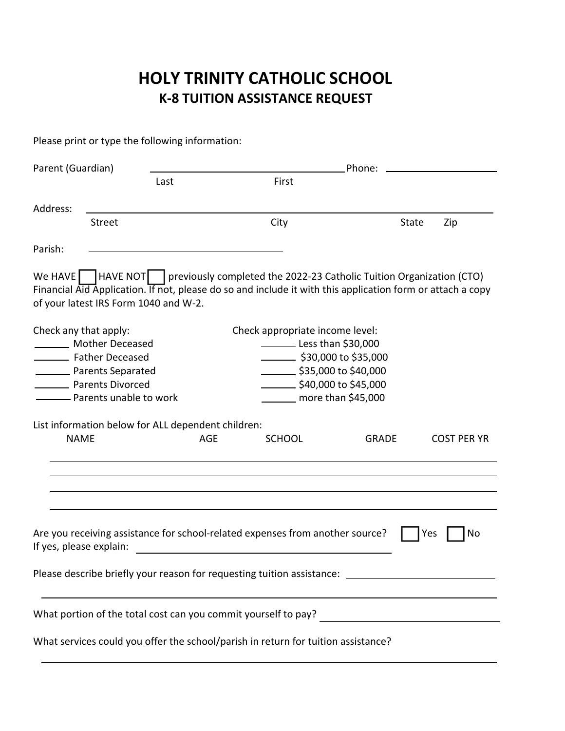# HOLY TRINITY CATHOLIC SCHOOL
## K-8 TUITION ASSISTANCE REQUEST

Please print or type the following information:

Parent (Guardian) ______________________________ Phone: ____________________
Last First

Address: ____________________________________________________________
Street City State Zip

Parish: ______________________________

We HAVE ☐ HAVE NOT ☐ previously completed the 2022-23 Catholic Tuition Organization (CTO) Financial Aid Application. If not, please do so and include it with this application form or attach a copy of your latest IRS Form 1040 and W-2.

Check any that apply:

- ______ Mother Deceased
- ______ Father Deceased
- ______ Parents Separated
- ______ Parents Divorced
- ______ Parents unable to work

Check appropriate income level:

- ______ Less than $30,000
- ______ $30,000 to $35,000
- ______ $35,000 to $40,000
- ______ $40,000 to $45,000
- ______ more than $45,000

List information below for ALL dependent children:

| NAME | AGE | SCHOOL | GRADE | COST PER YR |
| --- | --- | --- | --- | --- |
| | | | | |
| | | | | |
| | | | | |
| | | | | |

Are you receiving assistance for school-related expenses from another source? ☐ Yes ☐ No
If yes, please explain: ______________________________

Please describe briefly your reason for requesting tuition assistance: ______________________________

____________________________________________________________

What portion of the total cost can you commit yourself to pay? ______________________________

What services could you offer the school/parish in return for tuition assistance?

____________________________________________________________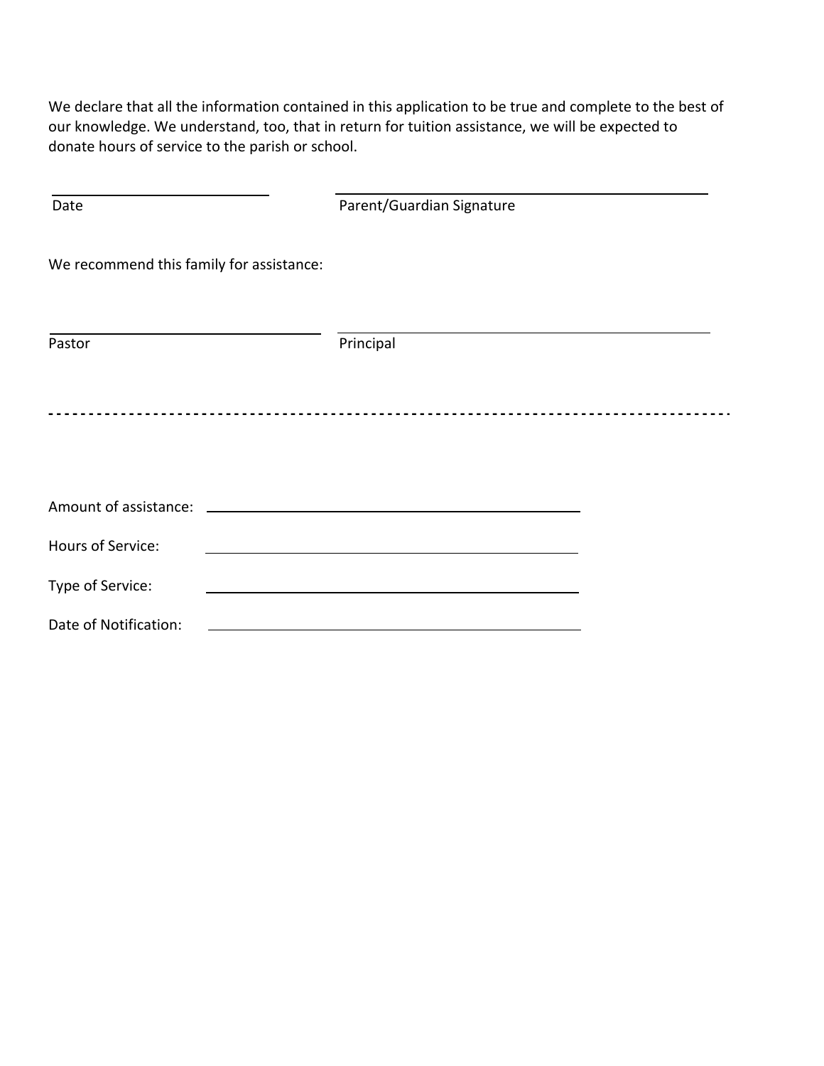We declare that all the information contained in this application to be true and complete to the best of our knowledge. We understand, too, that in return for tuition assistance, we will be expected to donate hours of service to the parish or school.

| | |
|---|---|
| \_\_\_\_\_\_\_\_\_\_\_\_\_\_\_\_\_\_\_\_\_\_\_\_ | \_\_\_\_\_\_\_\_\_\_\_\_\_\_\_\_\_\_\_\_\_\_\_\_\_\_\_\_\_\_\_\_\_\_\_\_\_\_\_\_ |
| Date | Parent/Guardian Signature |

We recommend this family for assistance:

| | |
|---|---|
| \_\_\_\_\_\_\_\_\_\_\_\_\_\_\_\_\_\_\_\_\_\_\_\_\_\_\_\_\_\_ | \_\_\_\_\_\_\_\_\_\_\_\_\_\_\_\_\_\_\_\_\_\_\_\_\_\_\_\_\_\_\_\_\_\_\_\_\_\_\_\_ |
| Pastor | Principal |

- - - - - - - - - - - - - - - - - - - - - - - - - - - - - - - - - - - - - - - - - - - - - - - - - - - - - - - - - - - - - - - -

Amount of assistance: \_\_\_\_\_\_\_\_\_\_\_\_\_\_\_\_\_\_\_\_\_\_\_\_\_\_\_\_\_\_\_\_\_\_\_\_\_\_\_\_

Hours of Service: \_\_\_\_\_\_\_\_\_\_\_\_\_\_\_\_\_\_\_\_\_\_\_\_\_\_\_\_\_\_\_\_\_\_\_\_\_\_\_\_

Type of Service: \_\_\_\_\_\_\_\_\_\_\_\_\_\_\_\_\_\_\_\_\_\_\_\_\_\_\_\_\_\_\_\_\_\_\_\_\_\_\_\_

Date of Notification: \_\_\_\_\_\_\_\_\_\_\_\_\_\_\_\_\_\_\_\_\_\_\_\_\_\_\_\_\_\_\_\_\_\_\_\_\_\_\_\_